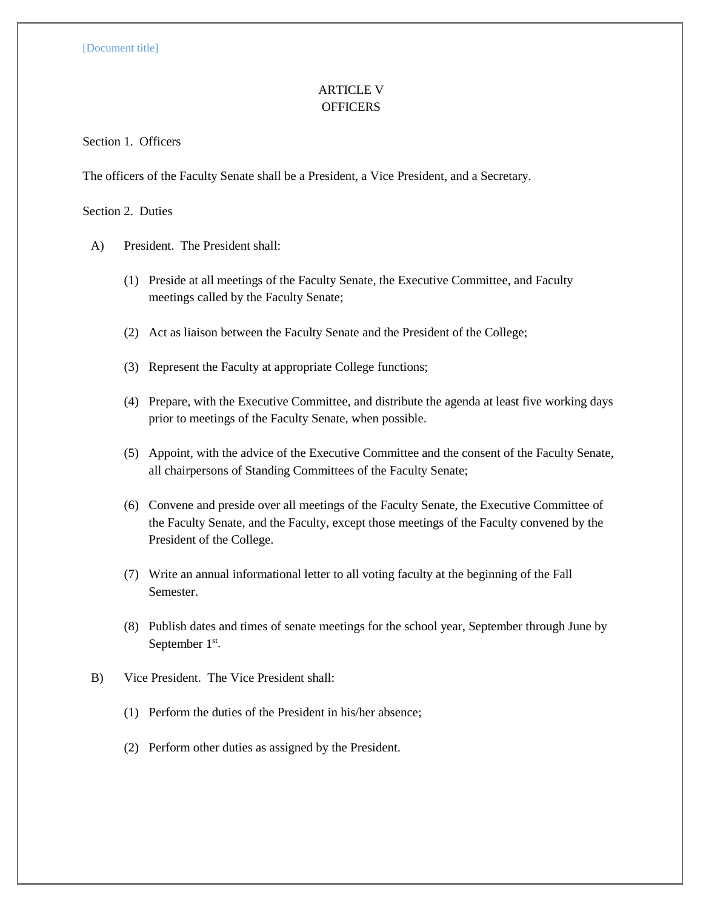# ARTICLE V
# OFFICERS

Section 1. Officers

The officers of the Faculty Senate shall be a President, a Vice President, and a Secretary.

Section 2. Duties

A) President. The President shall:

(1) Preside at all meetings of the Faculty Senate, the Executive Committee, and Faculty meetings called by the Faculty Senate;

(2) Act as liaison between the Faculty Senate and the President of the College;

(3) Represent the Faculty at appropriate College functions;

(4) Prepare, with the Executive Committee, and distribute the agenda at least five working days prior to meetings of the Faculty Senate, when possible.

(5) Appoint, with the advice of the Executive Committee and the consent of the Faculty Senate, all chairpersons of Standing Committees of the Faculty Senate;

(6) Convene and preside over all meetings of the Faculty Senate, the Executive Committee of the Faculty Senate, and the Faculty, except those meetings of the Faculty convened by the President of the College.

(7) Write an annual informational letter to all voting faculty at the beginning of the Fall Semester.

(8) Publish dates and times of senate meetings for the school year, September through June by September 1st.

B) Vice President. The Vice President shall:

(1) Perform the duties of the President in his/her absence;

(2) Perform other duties as assigned by the President.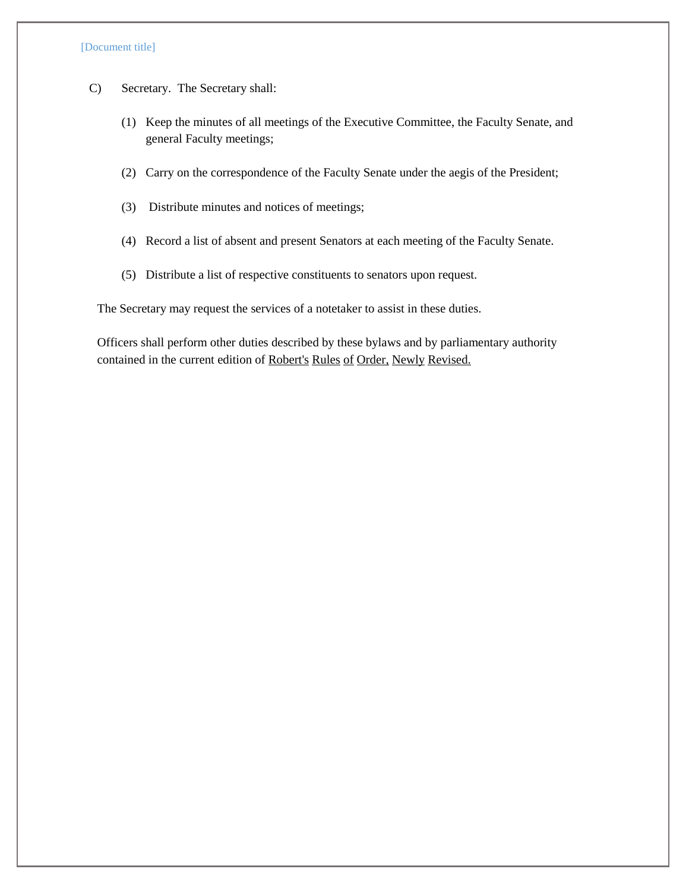C) Secretary. The Secretary shall:

(1) Keep the minutes of all meetings of the Executive Committee, the Faculty Senate, and general Faculty meetings;

(2) Carry on the correspondence of the Faculty Senate under the aegis of the President;

(3) Distribute minutes and notices of meetings;

(4) Record a list of absent and present Senators at each meeting of the Faculty Senate.

(5) Distribute a list of respective constituents to senators upon request.

The Secretary may request the services of a notetaker to assist in these duties.

Officers shall perform other duties described by these bylaws and by parliamentary authority contained in the current edition of <u>Robert's Rules of Order, Newly Revised.</u>